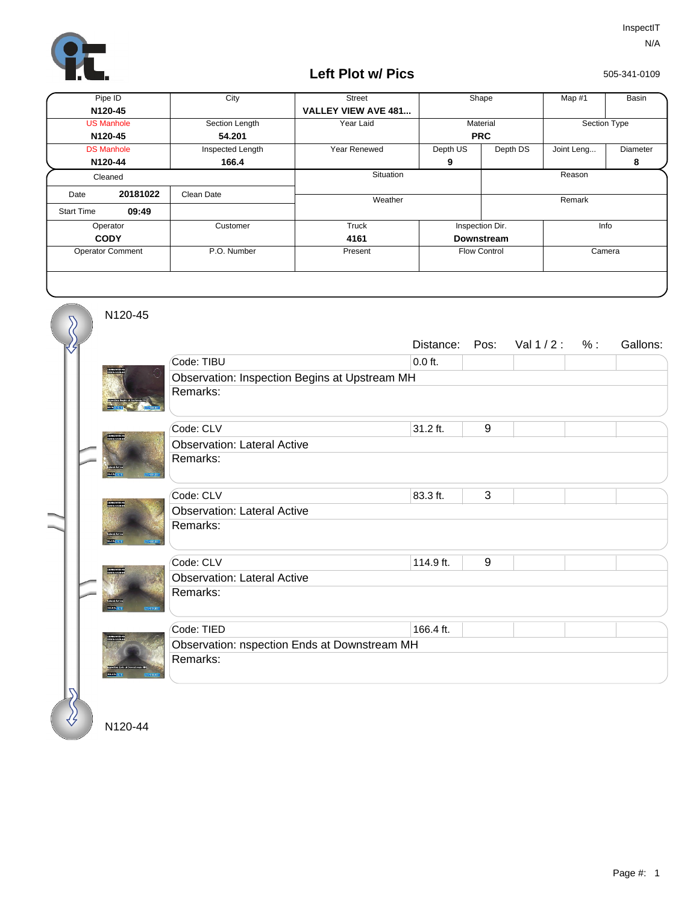InspectIT

N/A

505-341-0109

# Left Plot w/ Pics

| Pipe ID | City | Street | Shape | | Map #1 | Basin |
|---|---|---|---|---|---|---|
| N120-45 | | VALLEY VIEW AVE 481... | | | | |
| US Manhole | Section Length | Year Laid | Material | | Section Type | |
| N120-45 | 54.201 | | PRC | | | |
| DS Manhole | Inspected Length | Year Renewed | Depth US | Depth DS | Joint Leng... | Diameter |
| N120-44 | 166.4 | | 9 | | | 8 |

| Cleaned | | Situation | Reason |
|---|---|---|---|
| Date 20181022 | Clean Date | Weather | Remark |
| Start Time 09:49 | | | |
| Operator | Customer | Truck | Inspection Dir. | Info |
| CODY | | 4161 | Downstream | |
| Operator Comment | P.O. Number | Present | Flow Control | Camera |

N120-45

| Code | Observation | Remarks | Distance: | Pos: | Val 1 / 2 : | % : | Gallons: |
|---|---|---|---|---|---|---|---|
| TIBU | Inspection Begins at Upstream MH | | 0.0 ft. | | | | |
| CLV | Lateral Active | | 31.2 ft. | 9 | | | |
| CLV | Lateral Active | | 83.3 ft. | 3 | | | |
| CLV | Lateral Active | | 114.9 ft. | 9 | | | |
| TIED | nspection Ends at Downstream MH | | 166.4 ft. | | | | |

N120-44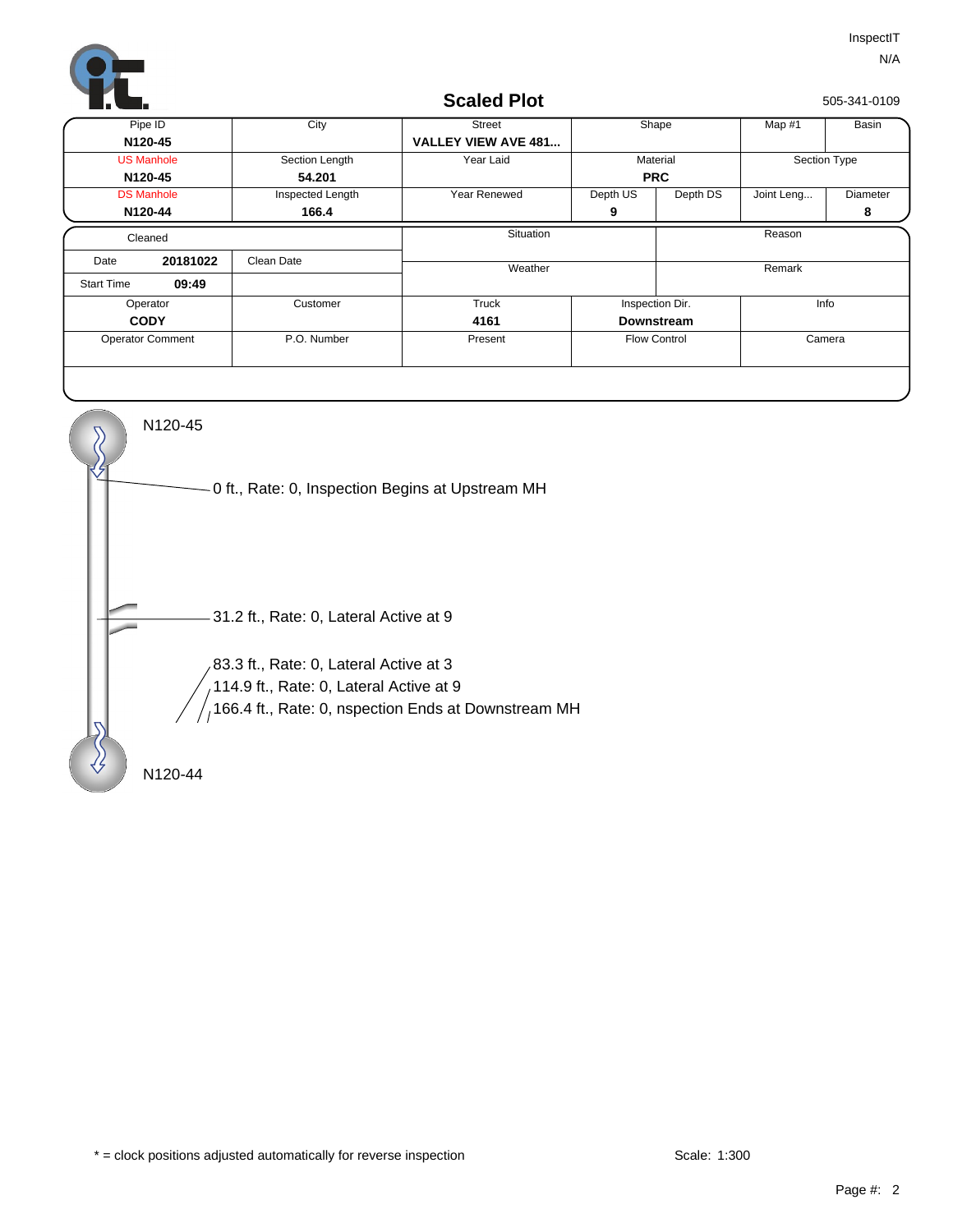InspectIT

N/A

# Scaled Plot

505-341-0109

| Pipe ID | City | Street | Shape | | Map #1 | Basin |
|---|---|---|---|---|---|---|
| N120-45 | | VALLEY VIEW AVE 481... | | | | |
| US Manhole | Section Length | Year Laid | Material | | Section Type | |
| N120-45 | 54.201 | | PRC | | | |
| DS Manhole | Inspected Length | Year Renewed | Depth US | Depth DS | Joint Leng... | Diameter |
| N120-44 | 166.4 | | 9 | | | 8 |

| | | | | |
|---|---|---|---|---|
| Cleaned | | Situation | Reason | |
| Date 20181022 | Clean Date | Weather | Remark | |
| Start Time 09:49 | | | | |
| Operator | Customer | Truck | Inspection Dir. | Info |
| CODY | | 4161 | Downstream | |
| Operator Comment | P.O. Number | Present | Flow Control | Camera |

N120-45

0 ft., Rate: 0, Inspection Begins at Upstream MH

31.2 ft., Rate: 0, Lateral Active at 9

83.3 ft., Rate: 0, Lateral Active at 3

114.9 ft., Rate: 0, Lateral Active at 9

166.4 ft., Rate: 0, nspection Ends at Downstream MH

N120-44

* = clock positions adjusted automatically for reverse inspection

Scale: 1:300